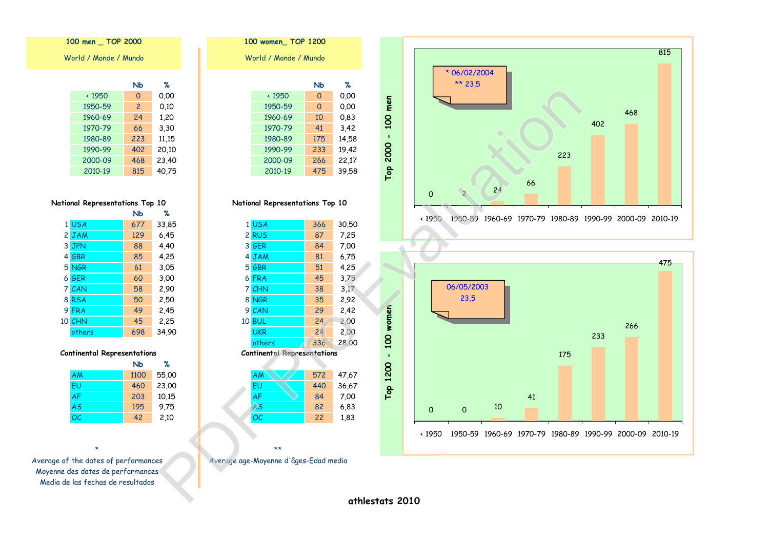## 100 men _ TOP 2000

World / Monde / Mundo

| | Nb | % |
|---|---|---|
| ‹ 1950 | 0 | 0,00 |
| 1950-59 | 2 | 0,10 |
| 1960-69 | 24 | 1,20 |
| 1970-79 | 66 | 3,30 |
| 1980-89 | 223 | 11,15 |
| 1990-99 | 402 | 20,10 |
| 2000-09 | 468 | 23,40 |
| 2010-19 | 815 | 40,75 |

### National Representations Top 10

| | | Nb | % |
|---|---|---|---|
| 1 | USA | 677 | 33,85 |
| 2 | JAM | 129 | 6,45 |
| 3 | JPN | 88 | 4,40 |
| 4 | GBR | 85 | 4,25 |
| 5 | NGR | 61 | 3,05 |
| 6 | GER | 60 | 3,00 |
| 7 | CAN | 58 | 2,90 |
| 8 | RSA | 50 | 2,50 |
| 9 | FRA | 49 | 2,45 |
| 10 | CHN | 45 | 2,25 |
| | others | 698 | 34,90 |

### Continental Representations

| | Nb | % |
|---|---|---|
| AM | 1100 | 55,00 |
| EU | 460 | 23,00 |
| AF | 203 | 10,15 |
| AS | 195 | 9,75 |
| OC | 42 | 2,10 |

\*

Average of the dates of performances
Moyenne des dates de performances
Media de las fechas de resultados

## 100 women_ TOP 1200

World / Monde / Mundo

| | Nb | % |
|---|---|---|
| ‹ 1950 | 0 | 0,00 |
| 1950-59 | 0 | 0,00 |
| 1960-69 | 10 | 0,83 |
| 1970-79 | 41 | 3,42 |
| 1980-89 | 175 | 14,58 |
| 1990-99 | 233 | 19,42 |
| 2000-09 | 266 | 22,17 |
| 2010-19 | 475 | 39,58 |

### National Representations Top 10

| | | Nb | % |
|---|---|---|---|
| 1 | USA | 366 | 30,50 |
| 2 | RUS | 87 | 7,25 |
| 3 | GER | 84 | 7,00 |
| 4 | JAM | 81 | 6,75 |
| 5 | GBR | 51 | 4,25 |
| 6 | FRA | 45 | 3,75 |
| 7 | CHN | 38 | 3,17 |
| 8 | NGR | 35 | 2,92 |
| 9 | CAN | 29 | 2,42 |
| 10 | BUL | 24 | 2,00 |
| | UKR | 24 | 2,00 |
| | others | 336 | 28,00 |

### Continental Representations

| | Nb | % |
|---|---|---|
| AM | 572 | 47,67 |
| EU | 440 | 36,67 |
| AF | 84 | 7,00 |
| AS | 82 | 6,83 |
| OC | 22 | 1,83 |

\*\*

Average age-Moyenne d'âges-Edad media

## Top 2000 - 100 men

\* 06/02/2004
\*\* 23,5

| ‹ 1950 | 1950-59 | 1960-69 | 1970-79 | 1980-89 | 1990-99 | 2000-09 | 2010-19 |
|---|---|---|---|---|---|---|---|
| 0 | 2 | 24 | 66 | 223 | 402 | 468 | 815 |

## Top 1200 - 100 women

06/05/2003
23,5

| ‹ 1950 | 1950-59 | 1960-69 | 1970-79 | 1980-89 | 1990-99 | 2000-09 | 2010-19 |
|---|---|---|---|---|---|---|---|
| 0 | 0 | 10 | 41 | 175 | 233 | 266 | 475 |

athlestats 2010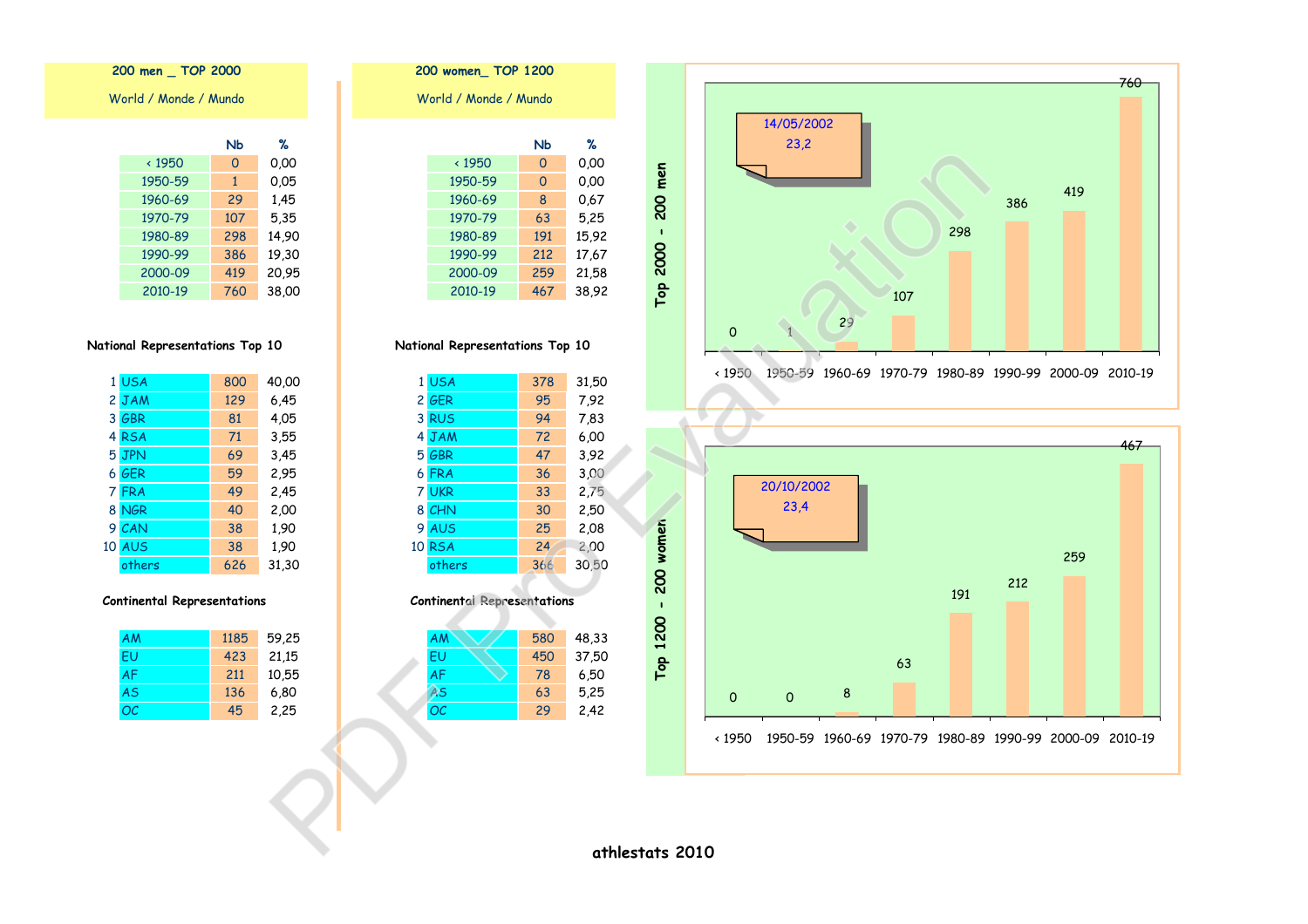## 200 men _ TOP 2000

World / Monde / Mundo

| | Nb | % |
|---|---|---|
| < 1950 | 0 | 0,00 |
| 1950-59 | 1 | 0,05 |
| 1960-69 | 29 | 1,45 |
| 1970-79 | 107 | 5,35 |
| 1980-89 | 298 | 14,90 |
| 1990-99 | 386 | 19,30 |
| 2000-09 | 419 | 20,95 |
| 2010-19 | 760 | 38,00 |

### National Representations Top 10

| | | Nb | % |
|---|---|---|---|
| 1 | USA | 800 | 40,00 |
| 2 | JAM | 129 | 6,45 |
| 3 | GBR | 81 | 4,05 |
| 4 | RSA | 71 | 3,55 |
| 5 | JPN | 69 | 3,45 |
| 6 | GER | 59 | 2,95 |
| 7 | FRA | 49 | 2,45 |
| 8 | NGR | 40 | 2,00 |
| 9 | CAN | 38 | 1,90 |
| 10 | AUS | 38 | 1,90 |
| | others | 626 | 31,30 |

### Continental Representations

| | Nb | % |
|---|---|---|
| AM | 1185 | 59,25 |
| EU | 423 | 21,15 |
| AF | 211 | 10,55 |
| AS | 136 | 6,80 |
| OC | 45 | 2,25 |

## 200 women_ TOP 1200

World / Monde / Mundo

| | Nb | % |
|---|---|---|
| < 1950 | 0 | 0,00 |
| 1950-59 | 0 | 0,00 |
| 1960-69 | 8 | 0,67 |
| 1970-79 | 63 | 5,25 |
| 1980-89 | 191 | 15,92 |
| 1990-99 | 212 | 17,67 |
| 2000-09 | 259 | 21,58 |
| 2010-19 | 467 | 38,92 |

### National Representations Top 10

| | | Nb | % |
|---|---|---|---|
| 1 | USA | 378 | 31,50 |
| 2 | GER | 95 | 7,92 |
| 3 | RUS | 94 | 7,83 |
| 4 | JAM | 72 | 6,00 |
| 5 | GBR | 47 | 3,92 |
| 6 | FRA | 36 | 3,00 |
| 7 | UKR | 33 | 2,75 |
| 8 | CHN | 30 | 2,50 |
| 9 | AUS | 25 | 2,08 |
| 10 | RSA | 24 | 2,00 |
| | others | 366 | 30,50 |

### Continental Representations

| | Nb | % |
|---|---|---|
| AM | 580 | 48,33 |
| EU | 450 | 37,50 |
| AF | 78 | 6,50 |
| AS | 63 | 5,25 |
| OC | 29 | 2,42 |

### Top 2000 - 200 men

14/05/2002
23,2

| < 1950 | 1950-59 | 1960-69 | 1970-79 | 1980-89 | 1990-99 | 2000-09 | 2010-19 |
|---|---|---|---|---|---|---|---|
| 0 | 1 | 29 | 107 | 298 | 386 | 419 | 760 |

### Top 1200 - 200 women

20/10/2002
23,4

| < 1950 | 1950-59 | 1960-69 | 1970-79 | 1980-89 | 1990-99 | 2000-09 | 2010-19 |
|---|---|---|---|---|---|---|---|
| 0 | 0 | 8 | 63 | 191 | 212 | 259 | 467 |

athlestats 2010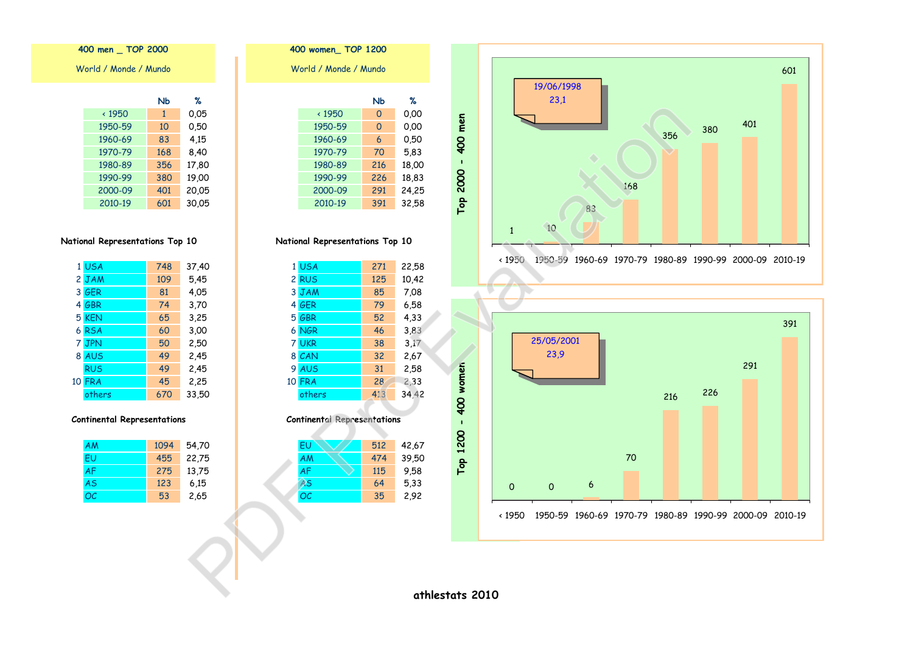## 400 men _ TOP 2000

World / Monde / Mundo

| | Nb | % |
|---|---|---|
| < 1950 | 1 | 0,05 |
| 1950-59 | 10 | 0,50 |
| 1960-69 | 83 | 4,15 |
| 1970-79 | 168 | 8,40 |
| 1980-89 | 356 | 17,80 |
| 1990-99 | 380 | 19,00 |
| 2000-09 | 401 | 20,05 |
| 2010-19 | 601 | 30,05 |

### National Representations Top 10

| | | Nb | % |
|---|---|---|---|
| 1 | USA | 748 | 37,40 |
| 2 | JAM | 109 | 5,45 |
| 3 | GER | 81 | 4,05 |
| 4 | GBR | 74 | 3,70 |
| 5 | KEN | 65 | 3,25 |
| 6 | RSA | 60 | 3,00 |
| 7 | JPN | 50 | 2,50 |
| 8 | AUS | 49 | 2,45 |
| | RUS | 49 | 2,45 |
| 10 | FRA | 45 | 2,25 |
| | others | 670 | 33,50 |

### Continental Representations

| | Nb | % |
|---|---|---|
| AM | 1094 | 54,70 |
| EU | 455 | 22,75 |
| AF | 275 | 13,75 |
| AS | 123 | 6,15 |
| OC | 53 | 2,65 |

## 400 women_ TOP 1200

World / Monde / Mundo

| | Nb | % |
|---|---|---|
| < 1950 | 0 | 0,00 |
| 1950-59 | 0 | 0,00 |
| 1960-69 | 6 | 0,50 |
| 1970-79 | 70 | 5,83 |
| 1980-89 | 216 | 18,00 |
| 1990-99 | 226 | 18,83 |
| 2000-09 | 291 | 24,25 |
| 2010-19 | 391 | 32,58 |

### National Representations Top 10

| | | Nb | % |
|---|---|---|---|
| 1 | USA | 271 | 22,58 |
| 2 | RUS | 125 | 10,42 |
| 3 | JAM | 85 | 7,08 |
| 4 | GER | 79 | 6,58 |
| 5 | GBR | 52 | 4,33 |
| 6 | NGR | 46 | 3,83 |
| 7 | UKR | 38 | 3,17 |
| 8 | CAN | 32 | 2,67 |
| 9 | AUS | 31 | 2,58 |
| 10 | FRA | 28 | 2,33 |
| | others | 413 | 34,42 |

### Continental Representations

| | Nb | % |
|---|---|---|
| EU | 512 | 42,67 |
| AM | 474 | 39,50 |
| AF | 115 | 9,58 |
| AS | 64 | 5,33 |
| OC | 35 | 2,92 |

## Top 2000 - 400 men

19/06/1998
23,1

| < 1950 | 1950-59 | 1960-69 | 1970-79 | 1980-89 | 1990-99 | 2000-09 | 2010-19 |
|---|---|---|---|---|---|---|---|
| 1 | 10 | 83 | 168 | 356 | 380 | 401 | 601 |

## Top 1200 - 400 women

25/05/2001
23,9

| < 1950 | 1950-59 | 1960-69 | 1970-79 | 1980-89 | 1990-99 | 2000-09 | 2010-19 |
|---|---|---|---|---|---|---|---|
| 0 | 0 | 6 | 70 | 216 | 226 | 291 | 391 |

athlestats 2010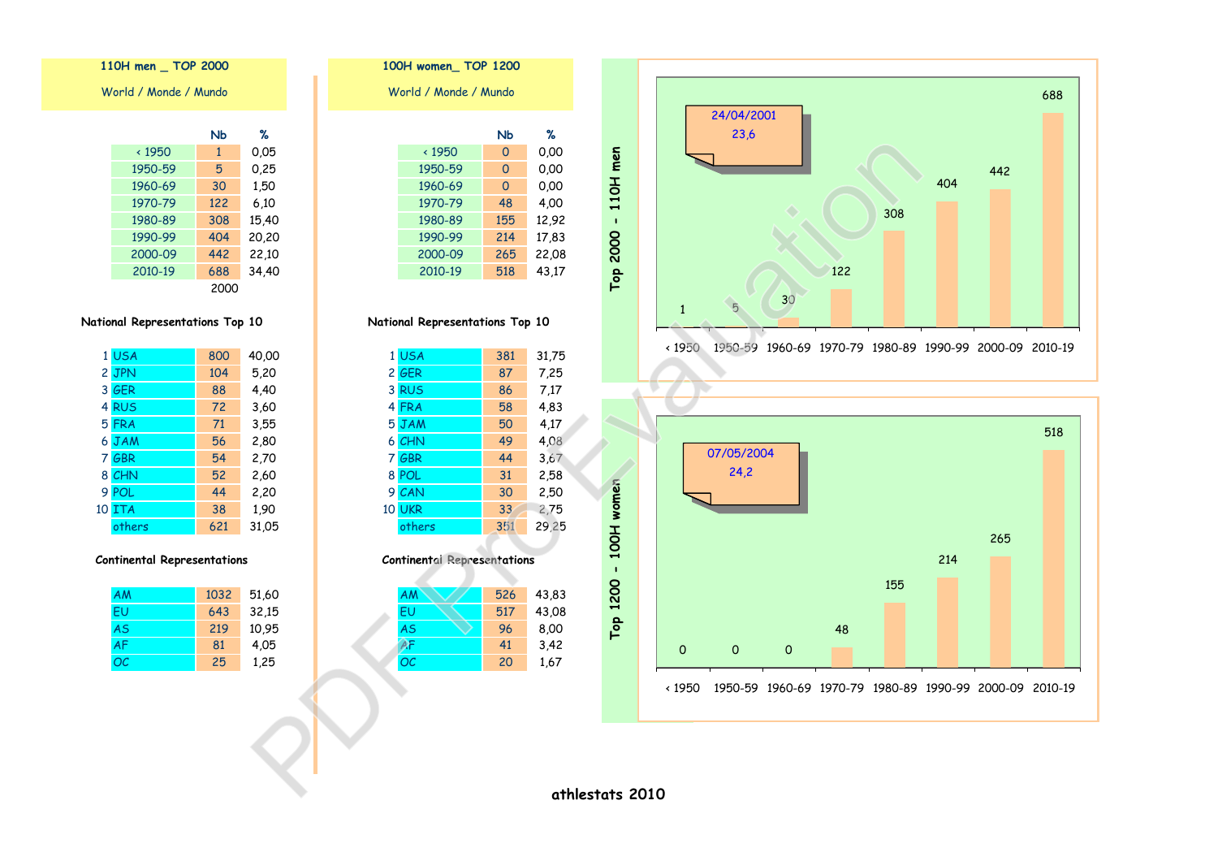## 110H men _ TOP 2000

World / Monde / Mundo

| | Nb | % |
|---|---|---|
| < 1950 | 1 | 0,05 |
| 1950-59 | 5 | 0,25 |
| 1960-69 | 30 | 1,50 |
| 1970-79 | 122 | 6,10 |
| 1980-89 | 308 | 15,40 |
| 1990-99 | 404 | 20,20 |
| 2000-09 | 442 | 22,10 |
| 2010-19 | 688 | 34,40 |
| | 2000 | |

### National Representations Top 10

| | | Nb | % |
|---|---|---|---|
| 1 | USA | 800 | 40,00 |
| 2 | JPN | 104 | 5,20 |
| 3 | GER | 88 | 4,40 |
| 4 | RUS | 72 | 3,60 |
| 5 | FRA | 71 | 3,55 |
| 6 | JAM | 56 | 2,80 |
| 7 | GBR | 54 | 2,70 |
| 8 | CHN | 52 | 2,60 |
| 9 | POL | 44 | 2,20 |
| 10 | ITA | 38 | 1,90 |
| | others | 621 | 31,05 |

### Continental Representations

| | Nb | % |
|---|---|---|
| AM | 1032 | 51,60 |
| EU | 643 | 32,15 |
| AS | 219 | 10,95 |
| AF | 81 | 4,05 |
| OC | 25 | 1,25 |

## 100H women_ TOP 1200

World / Monde / Mundo

| | Nb | % |
|---|---|---|
| < 1950 | 0 | 0,00 |
| 1950-59 | 0 | 0,00 |
| 1960-69 | 0 | 0,00 |
| 1970-79 | 48 | 4,00 |
| 1980-89 | 155 | 12,92 |
| 1990-99 | 214 | 17,83 |
| 2000-09 | 265 | 22,08 |
| 2010-19 | 518 | 43,17 |

### National Representations Top 10

| | | Nb | % |
|---|---|---|---|
| 1 | USA | 381 | 31,75 |
| 2 | GER | 87 | 7,25 |
| 3 | RUS | 86 | 7,17 |
| 4 | FRA | 58 | 4,83 |
| 5 | JAM | 50 | 4,17 |
| 6 | CHN | 49 | 4,08 |
| 7 | GBR | 44 | 3,67 |
| 8 | POL | 31 | 2,58 |
| 9 | CAN | 30 | 2,50 |
| 10 | UKR | 33 | 2,75 |
| | others | 351 | 29,25 |

### Continental Representations

| | Nb | % |
|---|---|---|
| AM | 526 | 43,83 |
| EU | 517 | 43,08 |
| AS | 96 | 8,00 |
| AF | 41 | 3,42 |
| OC | 20 | 1,67 |

## Top 2000 - 110H men

24/04/2001
23,6

| < 1950 | 1950-59 | 1960-69 | 1970-79 | 1980-89 | 1990-99 | 2000-09 | 2010-19 |
|---|---|---|---|---|---|---|---|
| 1 | 5 | 30 | 122 | 308 | 404 | 442 | 688 |

## Top 1200 - 100H women

07/05/2004
24,2

| < 1950 | 1950-59 | 1960-69 | 1970-79 | 1980-89 | 1990-99 | 2000-09 | 2010-19 |
|---|---|---|---|---|---|---|---|
| 0 | 0 | 0 | 48 | 155 | 214 | 265 | 518 |

athlestats 2010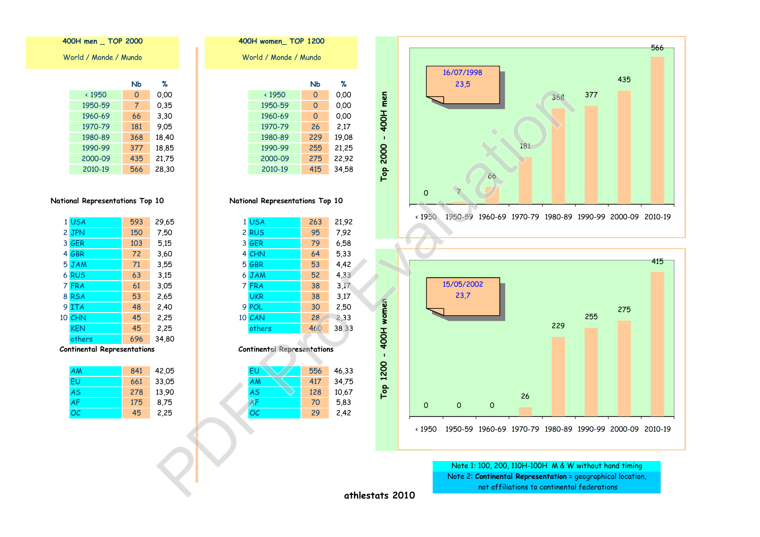## 400H men _ TOP 2000

World / Monde / Mundo

| | Nb | % |
|---|---|---|
| < 1950 | 0 | 0,00 |
| 1950-59 | 7 | 0,35 |
| 1960-69 | 66 | 3,30 |
| 1970-79 | 181 | 9,05 |
| 1980-89 | 368 | 18,40 |
| 1990-99 | 377 | 18,85 |
| 2000-09 | 435 | 21,75 |
| 2010-19 | 566 | 28,30 |

### National Representations Top 10

| | | Nb | % |
|---|---|---|---|
| 1 | USA | 593 | 29,65 |
| 2 | JPN | 150 | 7,50 |
| 3 | GER | 103 | 5,15 |
| 4 | GBR | 72 | 3,60 |
| 5 | JAM | 71 | 3,55 |
| 6 | RUS | 63 | 3,15 |
| 7 | FRA | 61 | 3,05 |
| 8 | RSA | 53 | 2,65 |
| 9 | ITA | 48 | 2,40 |
| 10 | CHN | 45 | 2,25 |
| | KEN | 45 | 2,25 |
| | others | 696 | 34,80 |

### Continental Representations

| | Nb | % |
|---|---|---|
| AM | 841 | 42,05 |
| EU | 661 | 33,05 |
| AS | 278 | 13,90 |
| AF | 175 | 8,75 |
| OC | 45 | 2,25 |

## 400H women_ TOP 1200

World / Monde / Mundo

| | Nb | % |
|---|---|---|
| < 1950 | 0 | 0,00 |
| 1950-59 | 0 | 0,00 |
| 1960-69 | 0 | 0,00 |
| 1970-79 | 26 | 2,17 |
| 1980-89 | 229 | 19,08 |
| 1990-99 | 255 | 21,25 |
| 2000-09 | 275 | 22,92 |
| 2010-19 | 415 | 34,58 |

### National Representations Top 10

| | | Nb | % |
|---|---|---|---|
| 1 | USA | 263 | 21,92 |
| 2 | RUS | 95 | 7,92 |
| 3 | GER | 79 | 6,58 |
| 4 | CHN | 64 | 5,33 |
| 5 | GBR | 53 | 4,42 |
| 6 | JAM | 52 | 4,33 |
| 7 | FRA | 38 | 3,17 |
| | UKR | 38 | 3,17 |
| 9 | POL | 30 | 2,50 |
| 10 | CAN | 28 | 2,33 |
| | others | 460 | 38,33 |

### Continental Representations

| | Nb | % |
|---|---|---|
| EU | 556 | 46,33 |
| AM | 417 | 34,75 |
| AS | 128 | 10,67 |
| AF | 70 | 5,83 |
| OC | 29 | 2,42 |

### Top 2000 - 400H men

16/07/1998
23,5

| < 1950 | 1950-59 | 1960-69 | 1970-79 | 1980-89 | 1990-99 | 2000-09 | 2010-19 |
|---|---|---|---|---|---|---|---|
| 0 | 7 | 66 | 181 | 368 | 377 | 435 | 566 |

### Top 1200 - 400H women

15/05/2002
23,7

| < 1950 | 1950-59 | 1960-69 | 1970-79 | 1980-89 | 1990-99 | 2000-09 | 2010-19 |
|---|---|---|---|---|---|---|---|
| 0 | 0 | 0 | 26 | 229 | 255 | 275 | 415 |

Note 1: 100, 200, 110H-100H M & W without hand timing

Note 2: **Continental Representation** = geographical location, not affiliations to continental federations

athlestats 2010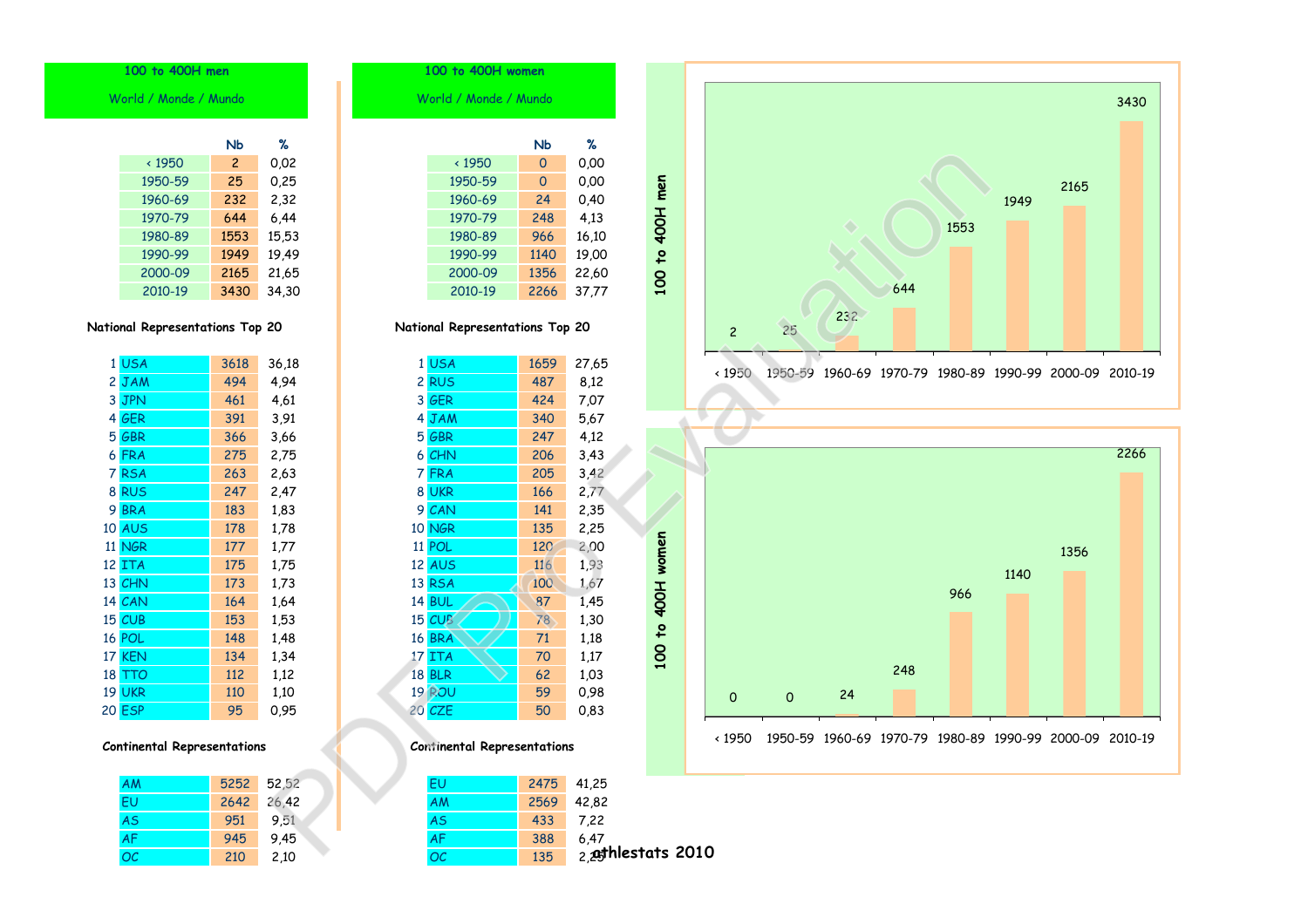## 100 to 400H men

World / Monde / Mundo

| | Nb | % |
|---|---|---|
| < 1950 | 2 | 0,02 |
| 1950-59 | 25 | 0,25 |
| 1960-69 | 232 | 2,32 |
| 1970-79 | 644 | 6,44 |
| 1980-89 | 1553 | 15,53 |
| 1990-99 | 1949 | 19,49 |
| 2000-09 | 2165 | 21,65 |
| 2010-19 | 3430 | 34,30 |

### National Representations Top 20

| | | | |
|---|---|---|---|
| 1 | USA | 3618 | 36,18 |
| 2 | JAM | 494 | 4,94 |
| 3 | JPN | 461 | 4,61 |
| 4 | GER | 391 | 3,91 |
| 5 | GBR | 366 | 3,66 |
| 6 | FRA | 275 | 2,75 |
| 7 | RSA | 263 | 2,63 |
| 8 | RUS | 247 | 2,47 |
| 9 | BRA | 183 | 1,83 |
| 10 | AUS | 178 | 1,78 |
| 11 | NGR | 177 | 1,77 |
| 12 | ITA | 175 | 1,75 |
| 13 | CHN | 173 | 1,73 |
| 14 | CAN | 164 | 1,64 |
| 15 | CUB | 153 | 1,53 |
| 16 | POL | 148 | 1,48 |
| 17 | KEN | 134 | 1,34 |
| 18 | TTO | 112 | 1,12 |
| 19 | UKR | 110 | 1,10 |
| 20 | ESP | 95 | 0,95 |

### Continental Representations

| | | |
|---|---|---|
| AM | 5252 | 52,52 |
| EU | 2642 | 26,42 |
| AS | 951 | 9,51 |
| AF | 945 | 9,45 |
| OC | 210 | 2,10 |

## 100 to 400H women

World / Monde / Mundo

| | Nb | % |
|---|---|---|
| < 1950 | 0 | 0,00 |
| 1950-59 | 0 | 0,00 |
| 1960-69 | 24 | 0,40 |
| 1970-79 | 248 | 4,13 |
| 1980-89 | 966 | 16,10 |
| 1990-99 | 1140 | 19,00 |
| 2000-09 | 1356 | 22,60 |
| 2010-19 | 2266 | 37,77 |

### National Representations Top 20

| | | | |
|---|---|---|---|
| 1 | USA | 1659 | 27,65 |
| 2 | RUS | 487 | 8,12 |
| 3 | GER | 424 | 7,07 |
| 4 | JAM | 340 | 5,67 |
| 5 | GBR | 247 | 4,12 |
| 6 | CHN | 206 | 3,43 |
| 7 | FRA | 205 | 3,42 |
| 8 | UKR | 166 | 2,77 |
| 9 | CAN | 141 | 2,35 |
| 10 | NGR | 135 | 2,25 |
| 11 | POL | 120 | 2,00 |
| 12 | AUS | 116 | 1,93 |
| 13 | RSA | 100 | 1,67 |
| 14 | BUL | 87 | 1,45 |
| 15 | CUB | 78 | 1,30 |
| 16 | BRA | 71 | 1,18 |
| 17 | ITA | 70 | 1,17 |
| 18 | BLR | 62 | 1,03 |
| 19 | ROU | 59 | 0,98 |
| 20 | CZE | 50 | 0,83 |

### Continental Representations

| | | |
|---|---|---|
| EU | 2475 | 41,25 |
| AM | 2569 | 42,82 |
| AS | 433 | 7,22 |
| AF | 388 | 6,47 |
| OC | 135 | 2,25 |

100 to 400H men

2
25
232
644
1553
1949
2165
3430

< 1950 1950-59 1960-69 1970-79 1980-89 1990-99 2000-09 2010-19

100 to 400H women

0
0
24
248
966
1140
1356
2266

< 1950 1950-59 1960-69 1970-79 1980-89 1990-99 2000-09 2010-19

athlestats 2010